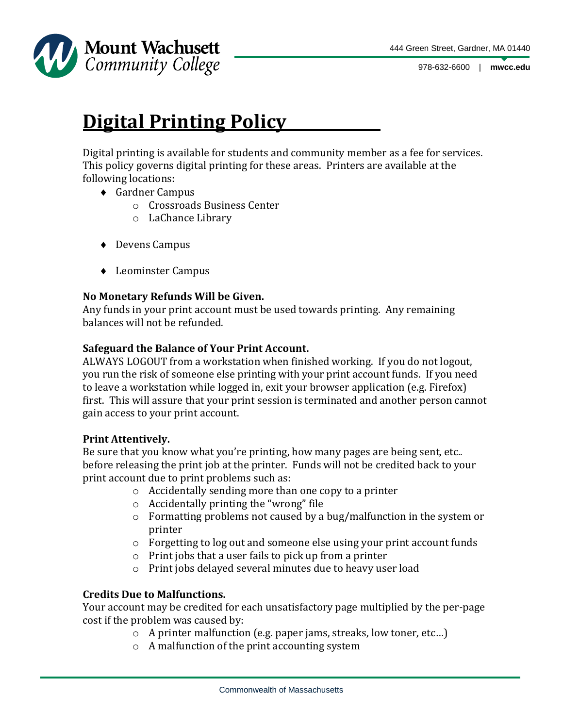# Digital Printing Policy

Digital printing is available for students and community member as a fee for services. This policy governs digital printing for these areas. Printers are available at the following locations:

- Gardner Campus
  - Crossroads Business Center
  - LaChance Library
- Devens Campus
- Leominster Campus

**No Monetary Refunds Will be Given.**
Any funds in your print account must be used towards printing. Any remaining balances will not be refunded.

**Safeguard the Balance of Your Print Account.**
ALWAYS LOGOUT from a workstation when finished working. If you do not logout, you run the risk of someone else printing with your print account funds. If you need to leave a workstation while logged in, exit your browser application (e.g. Firefox) first. This will assure that your print session is terminated and another person cannot gain access to your print account.

**Print Attentively.**
Be sure that you know what you're printing, how many pages are being sent, etc.. before releasing the print job at the printer. Funds will not be credited back to your print account due to print problems such as:

- Accidentally sending more than one copy to a printer
- Accidentally printing the "wrong" file
- Formatting problems not caused by a bug/malfunction in the system or printer
- Forgetting to log out and someone else using your print account funds
- Print jobs that a user fails to pick up from a printer
- Print jobs delayed several minutes due to heavy user load

**Credits Due to Malfunctions.**
Your account may be credited for each unsatisfactory page multiplied by the per-page cost if the problem was caused by:

- A printer malfunction (e.g. paper jams, streaks, low toner, etc…)
- A malfunction of the print accounting system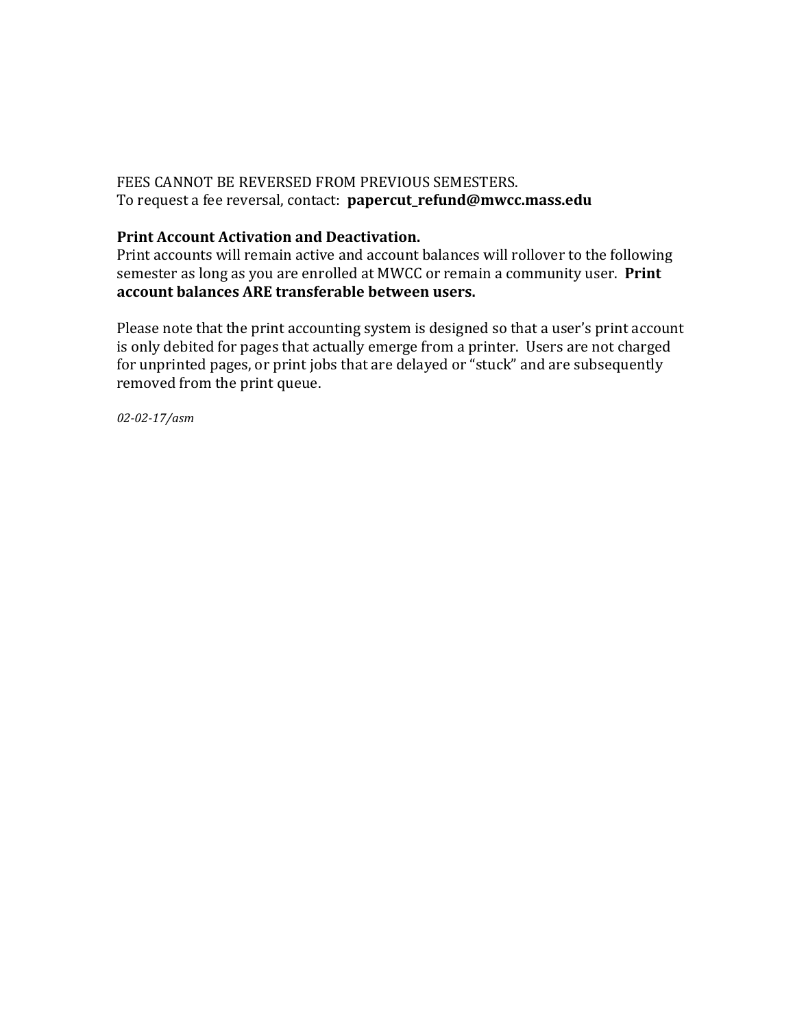FEES CANNOT BE REVERSED FROM PREVIOUS SEMESTERS.
To request a fee reversal, contact: **papercut_refund@mwcc.mass.edu**

**Print Account Activation and Deactivation.**
Print accounts will remain active and account balances will rollover to the following semester as long as you are enrolled at MWCC or remain a community user. **Print account balances ARE transferable between users.**

Please note that the print accounting system is designed so that a user's print account is only debited for pages that actually emerge from a printer. Users are not charged for unprinted pages, or print jobs that are delayed or "stuck" and are subsequently removed from the print queue.

*02-02-17/asm*